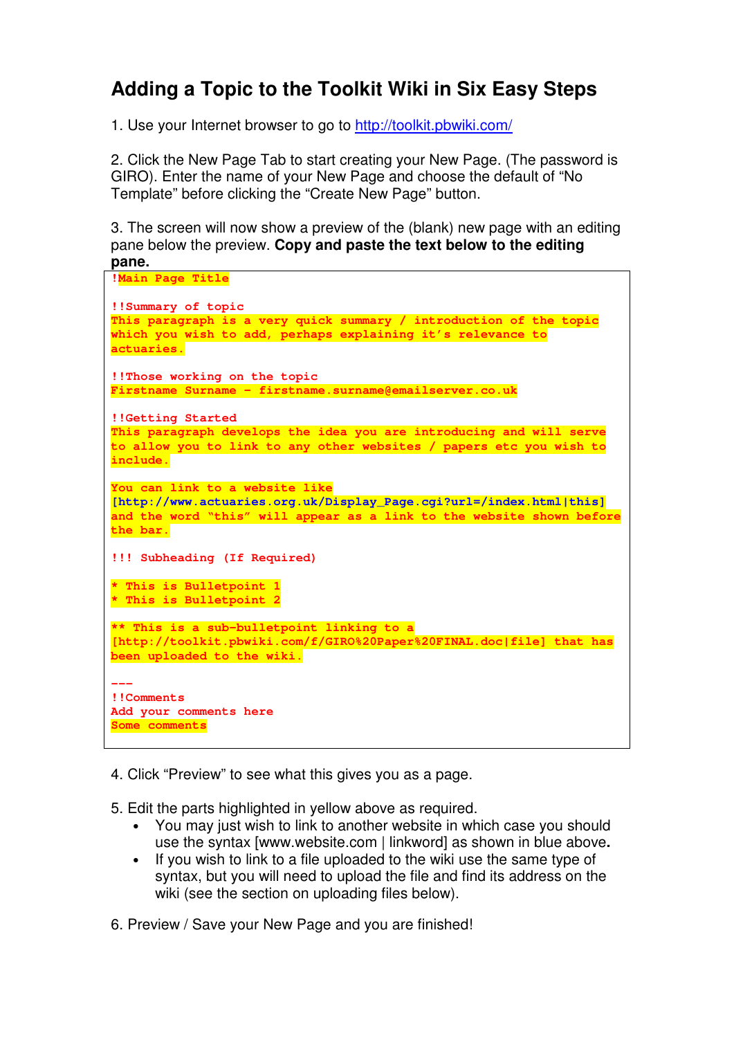# Adding a Topic to the Toolkit Wiki in Six Easy Steps

1. Use your Internet browser to go to http://toolkit.pbwiki.com/

2. Click the New Page Tab to start creating your New Page. (The password is GIRO). Enter the name of your New Page and choose the default of "No Template" before clicking the "Create New Page" button.

3. The screen will now show a preview of the (blank) new page with an editing pane below the preview. **Copy and paste the text below to the editing pane.**

```
!Main Page Title

!!Summary of topic
This paragraph is a very quick summary / introduction of the topic
which you wish to add, perhaps explaining it's relevance to
actuaries.

!!Those working on the topic
Firstname Surname - firstname.surname@emailserver.co.uk

!!Getting Started
This paragraph develops the idea you are introducing and will serve
to allow you to link to any other websites / papers etc you wish to
include.

You can link to a website like
[http://www.actuaries.org.uk/Display_Page.cgi?url=/index.html|this]
and the word "this" will appear as a link to the website shown before
the bar.

!!! Subheading (If Required)

* This is Bulletpoint 1
* This is Bulletpoint 2

** This is a sub-bulletpoint linking to a
[http://toolkit.pbwiki.com/f/GIRO%20Paper%20FINAL.doc|file] that has
been uploaded to the wiki.

---
!!Comments
Add your comments here
Some comments
```

4. Click "Preview" to see what this gives you as a page.

5. Edit the parts highlighted in yellow above as required.
   - You may just wish to link to another website in which case you should use the syntax [www.website.com | linkword] as shown in blue above**.**
   - If you wish to link to a file uploaded to the wiki use the same type of syntax, but you will need to upload the file and find its address on the wiki (see the section on uploading files below).

6. Preview / Save your New Page and you are finished!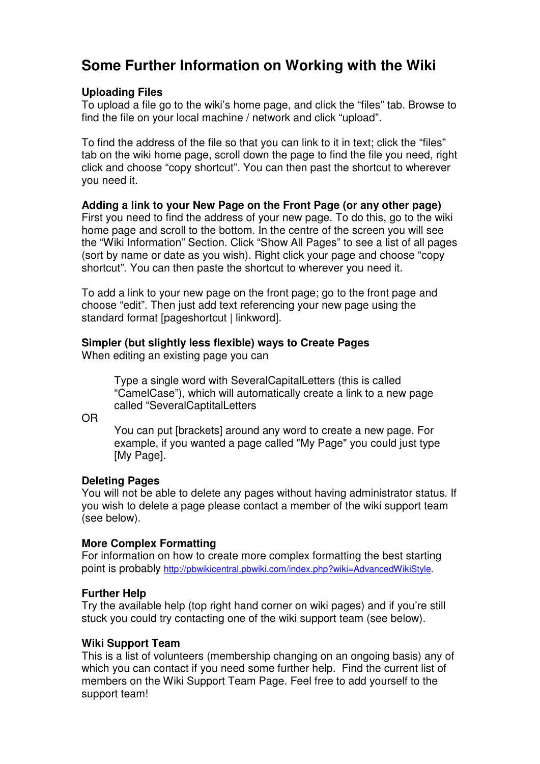# Some Further Information on Working with the Wiki

**Uploading Files**

To upload a file go to the wiki's home page, and click the "files" tab. Browse to find the file on your local machine / network and click "upload".

To find the address of the file so that you can link to it in text; click the "files" tab on the wiki home page, scroll down the page to find the file you need, right click and choose "copy shortcut". You can then past the shortcut to wherever you need it.

**Adding a link to your New Page on the Front Page (or any other page)**

First you need to find the address of your new page. To do this, go to the wiki home page and scroll to the bottom. In the centre of the screen you will see the "Wiki Information" Section. Click "Show All Pages" to see a list of all pages (sort by name or date as you wish). Right click your page and choose "copy shortcut". You can then paste the shortcut to wherever you need it.

To add a link to your new page on the front page; go to the front page and choose "edit". Then just add text referencing your new page using the standard format [pageshortcut | linkword].

**Simpler (but slightly less flexible) ways to Create Pages**

When editing an existing page you can

> Type a single word with SeveralCapitalLetters (this is called "CamelCase"), which will automatically create a link to a new page called "SeveralCaptitalLetters

OR

> You can put [brackets] around any word to create a new page. For example, if you wanted a page called "My Page" you could just type [My Page].

**Deleting Pages**

You will not be able to delete any pages without having administrator status. If you wish to delete a page please contact a member of the wiki support team (see below).

**More Complex Formatting**

For information on how to create more complex formatting the best starting point is probably http://pbwikicentral.pbwiki.com/index.php?wiki=AdvancedWikiStyle.

**Further Help**

Try the available help (top right hand corner on wiki pages) and if you're still stuck you could try contacting one of the wiki support team (see below).

**Wiki Support Team**

This is a list of volunteers (membership changing on an ongoing basis) any of which you can contact if you need some further help. Find the current list of members on the Wiki Support Team Page. Feel free to add yourself to the support team!